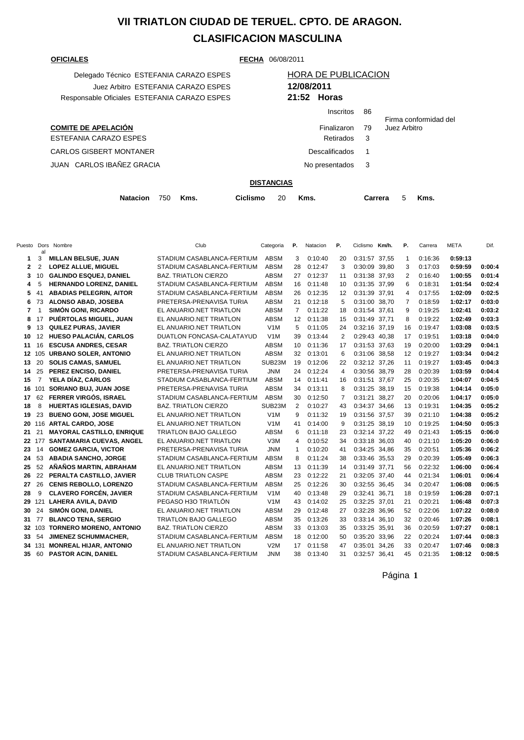# VII TRIATLON CIUDAD DE TERUEL. CPTO. DE ARAGON.

## CLASIFICACION MASCULINA

**OFICIALES**

**FECHA** 06/08/2011

Delegado Técnico ESTEFANIA CARAZO ESPES
Juez Arbitro ESTEFANIA CARAZO ESPES
Responsable Oficiales ESTEFANIA CARAZO ESPES

HORA DE PUBLICACION
**12/08/2011**
**21:52 Horas**

| | |
|---|---|
| Inscritos | 86 |
| Finalizaron | 79 |
| Retirados | 3 |
| Descalificados | 1 |
| No presentados | 3 |

Firma conformidad del Juez Arbitro

**COMITE DE APELACIÓN**
ESTEFANIA CARAZO ESPES
CARLOS GISBERT MONTANER
JUAN CARLOS IBAÑEZ GRACIA

**DISTANCIAS**

**Natacion** 750 **Kms.** **Ciclismo** 20 **Kms.** **Carrera** 5 **Kms.**

| Puesto | Dorsal | Nombre | Club | Categoria | P. | Natacion | P. | Ciclismo | Km/h. | P. | Carrera | META | Dif. |
|---|---|---|---|---|---|---|---|---|---|---|---|---|---|
| 1 | 3 | MILLAN BELSUE, JUAN | STADIUM CASABLANCA-FERTIUM | ABSM | 3 | 0:10:40 | 20 | 0:31:57 | 37,55 | 1 | 0:16:36 | 0:59:13 | |
| 2 | 2 | LOPEZ ALLUE, MIGUEL | STADIUM CASABLANCA-FERTIUM | ABSM | 28 | 0:12:47 | 3 | 0:30:09 | 39,80 | 3 | 0:17:03 | 0:59:59 | 0:00:4 |
| 3 | 10 | GALINDO ESQUEJ, DANIEL | BAZ. TRIATLON CIERZO | ABSM | 27 | 0:12:37 | 11 | 0:31:38 | 37,93 | 2 | 0:16:40 | 1:00:55 | 0:01:4 |
| 4 | 5 | HERNANDO LORENZ, DANIEL | STADIUM CASABLANCA-FERTIUM | ABSM | 16 | 0:11:48 | 10 | 0:31:35 | 37,99 | 6 | 0:18:31 | 1:01:54 | 0:02:4 |
| 5 | 41 | ABADIAS PELEGRIN, AITOR | STADIUM CASABLANCA-FERTIUM | ABSM | 26 | 0:12:35 | 12 | 0:31:39 | 37,91 | 4 | 0:17:55 | 1:02:09 | 0:02:5 |
| 6 | 73 | ALONSO ABAD, JOSEBA | PRETERSA-PRENAVISA TURIA | ABSM | 21 | 0:12:18 | 5 | 0:31:00 | 38,70 | 7 | 0:18:59 | 1:02:17 | 0:03:0 |
| 7 | 1 | SIMÓN GONI, RICARDO | EL ANUARIO.NET TRIATLON | ABSM | 7 | 0:11:22 | 18 | 0:31:54 | 37,61 | 9 | 0:19:25 | 1:02:41 | 0:03:2 |
| 8 | 17 | PUÉRTOLAS MIGUEL, JUAN | EL ANUARIO.NET TRIATLON | ABSM | 12 | 0:11:38 | 15 | 0:31:49 | 37,71 | 8 | 0:19:22 | 1:02:49 | 0:03:3 |
| 9 | 13 | QUILEZ PURAS, JAVIER | EL ANUARIO.NET TRIATLON | V1M | 5 | 0:11:05 | 24 | 0:32:16 | 37,19 | 16 | 0:19:47 | 1:03:08 | 0:03:5 |
| 10 | 12 | HUESO PALACIÁN, CARLOS | DUATLON FONCASA-CALATAYUD | V1M | 39 | 0:13:44 | 2 | 0:29:43 | 40,38 | 17 | 0:19:51 | 1:03:18 | 0:04:0 |
| 11 | 16 | ESCUSA ANDRES, CESAR | BAZ. TRIATLON CIERZO | ABSM | 10 | 0:11:36 | 17 | 0:31:53 | 37,63 | 19 | 0:20:00 | 1:03:29 | 0:04:1 |
| 12 | 105 | URBANO SOLER, ANTONIO | EL ANUARIO.NET TRIATLON | ABSM | 32 | 0:13:01 | 6 | 0:31:06 | 38,58 | 12 | 0:19:27 | 1:03:34 | 0:04:2 |
| 13 | 20 | SOLIS CAMAS, SAMUEL | EL ANUARIO.NET TRIATLON | SUB23M | 19 | 0:12:06 | 22 | 0:32:12 | 37,26 | 11 | 0:19:27 | 1:03:45 | 0:04:3 |
| 14 | 25 | PEREZ ENCISO, DANIEL | PRETERSA-PRENAVISA TURIA | JNM | 24 | 0:12:24 | 4 | 0:30:56 | 38,79 | 28 | 0:20:39 | 1:03:59 | 0:04:4 |
| 15 | 7 | YELA DÍAZ, CARLOS | STADIUM CASABLANCA-FERTIUM | ABSM | 14 | 0:11:41 | 16 | 0:31:51 | 37,67 | 25 | 0:20:35 | 1:04:07 | 0:04:5 |
| 16 | 101 | SORIANO BUJ, JUAN JOSE | PRETERSA-PRENAVISA TURIA | ABSM | 34 | 0:13:11 | 8 | 0:31:25 | 38,19 | 15 | 0:19:38 | 1:04:14 | 0:05:0 |
| 17 | 62 | FERRER VIRGÓS, ISRAEL | STADIUM CASABLANCA-FERTIUM | ABSM | 30 | 0:12:50 | 7 | 0:31:21 | 38,27 | 20 | 0:20:06 | 1:04:17 | 0:05:0 |
| 18 | 8 | HUERTAS IGLESIAS, DAVID | BAZ. TRIATLON CIERZO | SUB23M | 2 | 0:10:27 | 43 | 0:34:37 | 34,66 | 13 | 0:19:31 | 1:04:35 | 0:05:2 |
| 19 | 23 | BUENO GONI, JOSE MIGUEL | EL ANUARIO.NET TRIATLON | V1M | 9 | 0:11:32 | 19 | 0:31:56 | 37,57 | 39 | 0:21:10 | 1:04:38 | 0:05:2 |
| 20 | 116 | ARTAL CARDO, JOSE | EL ANUARIO.NET TRIATLON | V1M | 41 | 0:14:00 | 9 | 0:31:25 | 38,19 | 10 | 0:19:25 | 1:04:50 | 0:05:3 |
| 21 | 21 | MAYORAL CASTILLO, ENRIQUE | TRIATLON BAJO GALLEGO | ABSM | 6 | 0:11:18 | 23 | 0:32:14 | 37,22 | 49 | 0:21:43 | 1:05:15 | 0:06:0 |
| 22 | 177 | SANTAMARIA CUEVAS, ANGEL | EL ANUARIO.NET TRIATLON | V3M | 4 | 0:10:52 | 34 | 0:33:18 | 36,03 | 40 | 0:21:10 | 1:05:20 | 0:06:0 |
| 23 | 14 | GOMEZ GARCIA, VICTOR | PRETERSA-PRENAVISA TURIA | JNM | 1 | 0:10:20 | 41 | 0:34:25 | 34,86 | 35 | 0:20:51 | 1:05:36 | 0:06:2 |
| 24 | 53 | ABADIA SANCHO, JORGE | STADIUM CASABLANCA-FERTIUM | ABSM | 8 | 0:11:24 | 38 | 0:33:46 | 35,53 | 29 | 0:20:39 | 1:05:49 | 0:06:3 |
| 25 | 52 | AÑAÑOS MARTIN, ABRAHAM | EL ANUARIO.NET TRIATLON | ABSM | 13 | 0:11:39 | 14 | 0:31:49 | 37,71 | 56 | 0:22:32 | 1:06:00 | 0:06:4 |
| 26 | 22 | PERALTA CASTILLO, JAVIER | CLUB TRIATLON CASPE | ABSM | 23 | 0:12:22 | 21 | 0:32:05 | 37,40 | 44 | 0:21:34 | 1:06:01 | 0:06:4 |
| 27 | 26 | CENIS REBOLLO, LORENZO | STADIUM CASABLANCA-FERTIUM | ABSM | 25 | 0:12:26 | 30 | 0:32:55 | 36,45 | 34 | 0:20:47 | 1:06:08 | 0:06:5 |
| 28 | 9 | CLAVERO FORCÉN, JAVIER | STADIUM CASABLANCA-FERTIUM | V1M | 40 | 0:13:48 | 29 | 0:32:41 | 36,71 | 18 | 0:19:59 | 1:06:28 | 0:07:1 |
| 29 | 121 | LAHERA AVILA, DAVID | PEGASO H3O TRIATLÓN | V1M | 43 | 0:14:02 | 25 | 0:32:25 | 37,01 | 21 | 0:20:21 | 1:06:48 | 0:07:3 |
| 30 | 24 | SIMÓN GONI, DANIEL | EL ANUARIO.NET TRIATLON | ABSM | 29 | 0:12:48 | 27 | 0:32:28 | 36,96 | 52 | 0:22:06 | 1:07:22 | 0:08:0 |
| 31 | 77 | BLANCO TENA, SERGIO | TRIATLON BAJO GALLEGO | ABSM | 35 | 0:13:26 | 33 | 0:33:14 | 36,10 | 32 | 0:20:46 | 1:07:26 | 0:08:1 |
| 32 | 103 | TORNERO MORENO, ANTONIO | BAZ. TRIATLON CIERZO | ABSM | 33 | 0:13:03 | 35 | 0:33:25 | 35,91 | 36 | 0:20:59 | 1:07:27 | 0:08:1 |
| 33 | 54 | JIMENEZ SCHUMMACHER, | STADIUM CASABLANCA-FERTIUM | ABSM | 18 | 0:12:00 | 50 | 0:35:20 | 33,96 | 22 | 0:20:24 | 1:07:44 | 0:08:3 |
| 34 | 131 | MONREAL HIJAR, ANTONIO | EL ANUARIO.NET TRIATLON | V2M | 17 | 0:11:58 | 47 | 0:35:01 | 34,26 | 33 | 0:20:47 | 1:07:46 | 0:08:3 |
| 35 | 60 | PASTOR ACIN, DANIEL | STADIUM CASABLANCA-FERTIUM | JNM | 38 | 0:13:40 | 31 | 0:32:57 | 36,41 | 45 | 0:21:35 | 1:08:12 | 0:08:5 |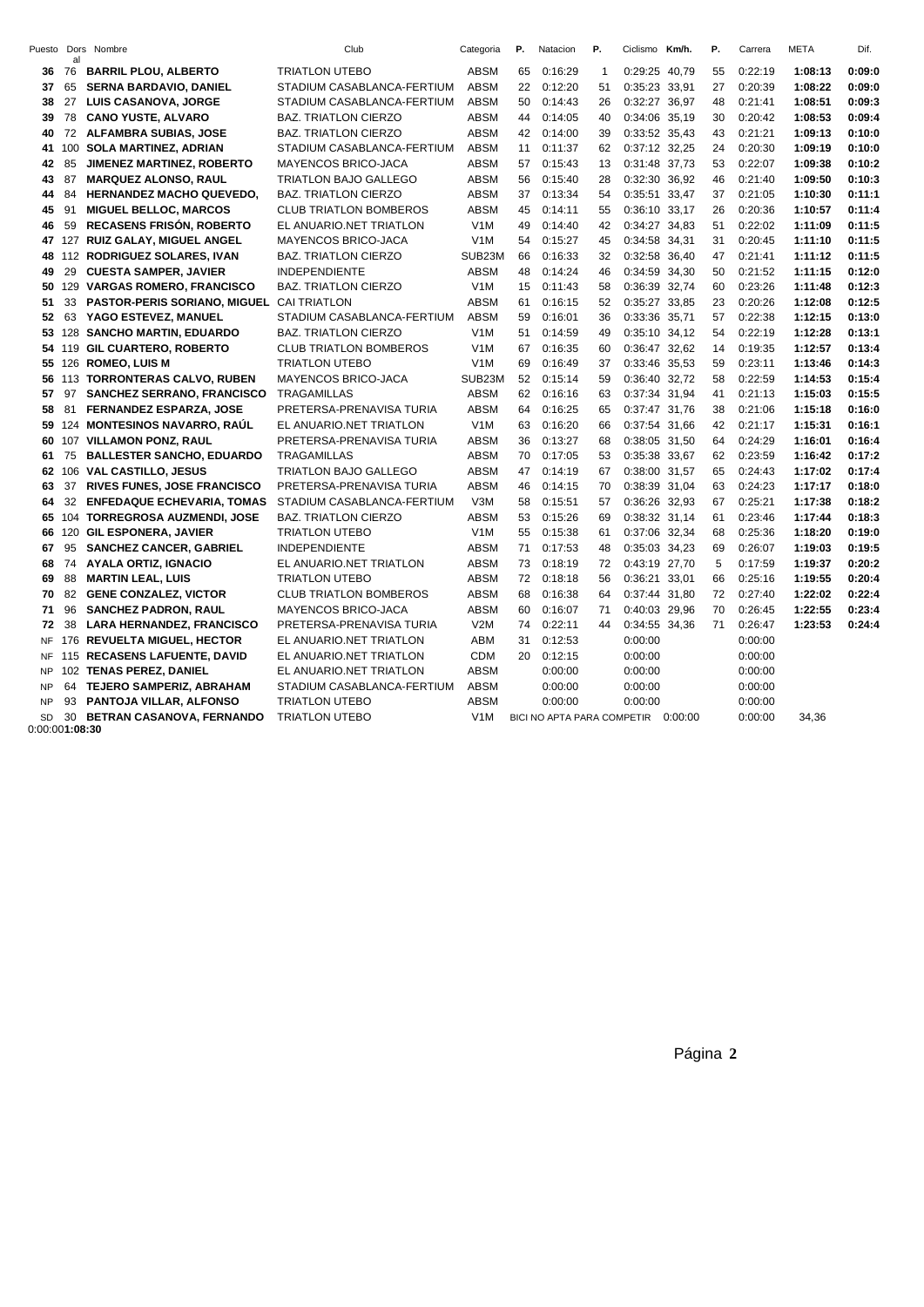| Puesto | Dorsal | Nombre | Club | Categoria | P. | Natacion | P. | Ciclismo | Km/h. | P. | Carrera | META | Dif. |
|---|---|---|---|---|---|---|---|---|---|---|---|---|---|
| **36** | 76 | **BARRIL PLOU, ALBERTO** | TRIATLON UTEBO | ABSM | 65 | 0:16:29 | 1 | 0:29:25 | 40,79 | 55 | 0:22:19 | **1:08:13** | **0:09:0** |
| **37** | 65 | **SERNA BARDAVIO, DANIEL** | STADIUM CASABLANCA-FERTIUM | ABSM | 22 | 0:12:20 | 51 | 0:35:23 | 33,91 | 27 | 0:20:39 | **1:08:22** | **0:09:0** |
| **38** | 27 | **LUIS CASANOVA, JORGE** | STADIUM CASABLANCA-FERTIUM | ABSM | 50 | 0:14:43 | 26 | 0:32:27 | 36,97 | 48 | 0:21:41 | **1:08:51** | **0:09:3** |
| **39** | 78 | **CANO YUSTE, ALVARO** | BAZ. TRIATLON CIERZO | ABSM | 44 | 0:14:05 | 40 | 0:34:06 | 35,19 | 30 | 0:20:42 | **1:08:53** | **0:09:4** |
| **40** | 72 | **ALFAMBRA SUBIAS, JOSE** | BAZ. TRIATLON CIERZO | ABSM | 42 | 0:14:00 | 39 | 0:33:52 | 35,43 | 43 | 0:21:21 | **1:09:13** | **0:10:0** |
| **41** | 100 | **SOLA MARTINEZ, ADRIAN** | STADIUM CASABLANCA-FERTIUM | ABSM | 11 | 0:11:37 | 62 | 0:37:12 | 32,25 | 24 | 0:20:30 | **1:09:19** | **0:10:0** |
| **42** | 85 | **JIMENEZ MARTINEZ, ROBERTO** | MAYENCOS BRICO-JACA | ABSM | 57 | 0:15:43 | 13 | 0:31:48 | 37,73 | 53 | 0:22:07 | **1:09:38** | **0:10:2** |
| **43** | 87 | **MARQUEZ ALONSO, RAUL** | TRIATLON BAJO GALLEGO | ABSM | 56 | 0:15:40 | 28 | 0:32:30 | 36,92 | 46 | 0:21:40 | **1:09:50** | **0:10:3** |
| **44** | 84 | **HERNANDEZ MACHO QUEVEDO,** | BAZ. TRIATLON CIERZO | ABSM | 37 | 0:13:34 | 54 | 0:35:51 | 33,47 | 37 | 0:21:05 | **1:10:30** | **0:11:1** |
| **45** | 91 | **MIGUEL BELLOC, MARCOS** | CLUB TRIATLON BOMBEROS | ABSM | 45 | 0:14:11 | 55 | 0:36:10 | 33,17 | 26 | 0:20:36 | **1:10:57** | **0:11:4** |
| **46** | 59 | **RECASENS FRISÓN, ROBERTO** | EL ANUARIO.NET TRIATLON | V1M | 49 | 0:14:40 | 42 | 0:34:27 | 34,83 | 51 | 0:22:02 | **1:11:09** | **0:11:5** |
| **47** | 127 | **RUIZ GALAY, MIGUEL ANGEL** | MAYENCOS BRICO-JACA | V1M | 54 | 0:15:27 | 45 | 0:34:58 | 34,31 | 31 | 0:20:45 | **1:11:10** | **0:11:5** |
| **48** | 112 | **RODRIGUEZ SOLARES, IVAN** | BAZ. TRIATLON CIERZO | SUB23M | 66 | 0:16:33 | 32 | 0:32:58 | 36,40 | 47 | 0:21:41 | **1:11:12** | **0:11:5** |
| **49** | 29 | **CUESTA SAMPER, JAVIER** | INDEPENDIENTE | ABSM | 48 | 0:14:24 | 46 | 0:34:59 | 34,30 | 50 | 0:21:52 | **1:11:15** | **0:12:0** |
| **50** | 129 | **VARGAS ROMERO, FRANCISCO** | BAZ. TRIATLON CIERZO | V1M | 15 | 0:11:43 | 58 | 0:36:39 | 32,74 | 60 | 0:23:26 | **1:11:48** | **0:12:3** |
| **51** | 33 | **PASTOR-PERIS SORIANO, MIGUEL** | CAI TRIATLON | ABSM | 61 | 0:16:15 | 52 | 0:35:27 | 33,85 | 23 | 0:20:26 | **1:12:08** | **0:12:5** |
| **52** | 63 | **YAGO ESTEVEZ, MANUEL** | STADIUM CASABLANCA-FERTIUM | ABSM | 59 | 0:16:01 | 36 | 0:33:36 | 35,71 | 57 | 0:22:38 | **1:12:15** | **0:13:0** |
| **53** | 128 | **SANCHO MARTIN, EDUARDO** | BAZ. TRIATLON CIERZO | V1M | 51 | 0:14:59 | 49 | 0:35:10 | 34,12 | 54 | 0:22:19 | **1:12:28** | **0:13:1** |
| **54** | 119 | **GIL CUARTERO, ROBERTO** | CLUB TRIATLON BOMBEROS | V1M | 67 | 0:16:35 | 60 | 0:36:47 | 32,62 | 14 | 0:19:35 | **1:12:57** | **0:13:4** |
| **55** | 126 | **ROMEO, LUIS M** | TRIATLON UTEBO | V1M | 69 | 0:16:49 | 37 | 0:33:46 | 35,53 | 59 | 0:23:11 | **1:13:46** | **0:14:3** |
| **56** | 113 | **TORRONTERAS CALVO, RUBEN** | MAYENCOS BRICO-JACA | SUB23M | 52 | 0:15:14 | 59 | 0:36:40 | 32,72 | 58 | 0:22:59 | **1:14:53** | **0:15:4** |
| **57** | 97 | **SANCHEZ SERRANO, FRANCISCO** | TRAGAMILLAS | ABSM | 62 | 0:16:16 | 63 | 0:37:34 | 31,94 | 41 | 0:21:13 | **1:15:03** | **0:15:5** |
| **58** | 81 | **FERNANDEZ ESPARZA, JOSE** | PRETERSA-PRENAVISA TURIA | ABSM | 64 | 0:16:25 | 65 | 0:37:47 | 31,76 | 38 | 0:21:06 | **1:15:18** | **0:16:0** |
| **59** | 124 | **MONTESINOS NAVARRO, RAÚL** | EL ANUARIO.NET TRIATLON | V1M | 63 | 0:16:20 | 66 | 0:37:54 | 31,66 | 42 | 0:21:17 | **1:15:31** | **0:16:1** |
| **60** | 107 | **VILLAMON PONZ, RAUL** | PRETERSA-PRENAVISA TURIA | ABSM | 36 | 0:13:27 | 68 | 0:38:05 | 31,50 | 64 | 0:24:29 | **1:16:01** | **0:16:4** |
| **61** | 75 | **BALLESTER SANCHO, EDUARDO** | TRAGAMILLAS | ABSM | 70 | 0:17:05 | 53 | 0:35:38 | 33,67 | 62 | 0:23:59 | **1:16:42** | **0:17:2** |
| **62** | 106 | **VAL CASTILLO, JESUS** | TRIATLON BAJO GALLEGO | ABSM | 47 | 0:14:19 | 67 | 0:38:00 | 31,57 | 65 | 0:24:43 | **1:17:02** | **0:17:4** |
| **63** | 37 | **RIVES FUNES, JOSE FRANCISCO** | PRETERSA-PRENAVISA TURIA | ABSM | 46 | 0:14:15 | 70 | 0:38:39 | 31,04 | 63 | 0:24:23 | **1:17:17** | **0:18:0** |
| **64** | 32 | **ENFEDAQUE ECHEVARIA, TOMAS** | STADIUM CASABLANCA-FERTIUM | V3M | 58 | 0:15:51 | 57 | 0:36:26 | 32,93 | 67 | 0:25:21 | **1:17:38** | **0:18:2** |
| **65** | 104 | **TORREGROSA AUZMENDI, JOSE** | BAZ. TRIATLON CIERZO | ABSM | 53 | 0:15:26 | 69 | 0:38:32 | 31,14 | 61 | 0:23:46 | **1:17:44** | **0:18:3** |
| **66** | 120 | **GIL ESPONERA, JAVIER** | TRIATLON UTEBO | V1M | 55 | 0:15:38 | 61 | 0:37:06 | 32,34 | 68 | 0:25:36 | **1:18:20** | **0:19:0** |
| **67** | 95 | **SANCHEZ CANCER, GABRIEL** | INDEPENDIENTE | ABSM | 71 | 0:17:53 | 48 | 0:35:03 | 34,23 | 69 | 0:26:07 | **1:19:03** | **0:19:5** |
| **68** | 74 | **AYALA ORTIZ, IGNACIO** | EL ANUARIO.NET TRIATLON | ABSM | 73 | 0:18:19 | 72 | 0:43:19 | 27,70 | 5 | 0:17:59 | **1:19:37** | **0:20:2** |
| **69** | 88 | **MARTIN LEAL, LUIS** | TRIATLON UTEBO | ABSM | 72 | 0:18:18 | 56 | 0:36:21 | 33,01 | 66 | 0:25:16 | **1:19:55** | **0:20:4** |
| **70** | 82 | **GENE CONZALEZ, VICTOR** | CLUB TRIATLON BOMBEROS | ABSM | 68 | 0:16:38 | 64 | 0:37:44 | 31,80 | 72 | 0:27:40 | **1:22:02** | **0:22:4** |
| **71** | 96 | **SANCHEZ PADRON, RAUL** | MAYENCOS BRICO-JACA | ABSM | 60 | 0:16:07 | 71 | 0:40:03 | 29,96 | 70 | 0:26:45 | **1:22:55** | **0:23:4** |
| **72** | 38 | **LARA HERNANDEZ, FRANCISCO** | PRETERSA-PRENAVISA TURIA | V2M | 74 | 0:22:11 | 44 | 0:34:55 | 34,36 | 71 | 0:26:47 | **1:23:53** | **0:24:4** |
| NF | 176 | **REVUELTA MIGUEL, HECTOR** | EL ANUARIO.NET TRIATLON | ABM | 31 | 0:12:53 | | 0:00:00 | | | 0:00:00 | | |
| NF | 115 | **RECASENS LAFUENTE, DAVID** | EL ANUARIO.NET TRIATLON | CDM | 20 | 0:12:15 | | 0:00:00 | | | 0:00:00 | | |
| NP | 102 | **TENAS PEREZ, DANIEL** | EL ANUARIO.NET TRIATLON | ABSM | | 0:00:00 | | 0:00:00 | | | 0:00:00 | | |
| NP | 64 | **TEJERO SAMPERIZ, ABRAHAM** | STADIUM CASABLANCA-FERTIUM | ABSM | | 0:00:00 | | 0:00:00 | | | 0:00:00 | | |
| NP | 93 | **PANTOJA VILLAR, ALFONSO** | TRIATLON UTEBO | ABSM | | 0:00:00 | | 0:00:00 | | | 0:00:00 | | |
| SD | 30 | **BETRAN CASANOVA, FERNANDO** | TRIATLON UTEBO | V1M | BICI NO APTA PARA COMPETIR | | | 0:00:00 | | | 0:00:00 | 34,36 | |

0:00:00**1:08:30**